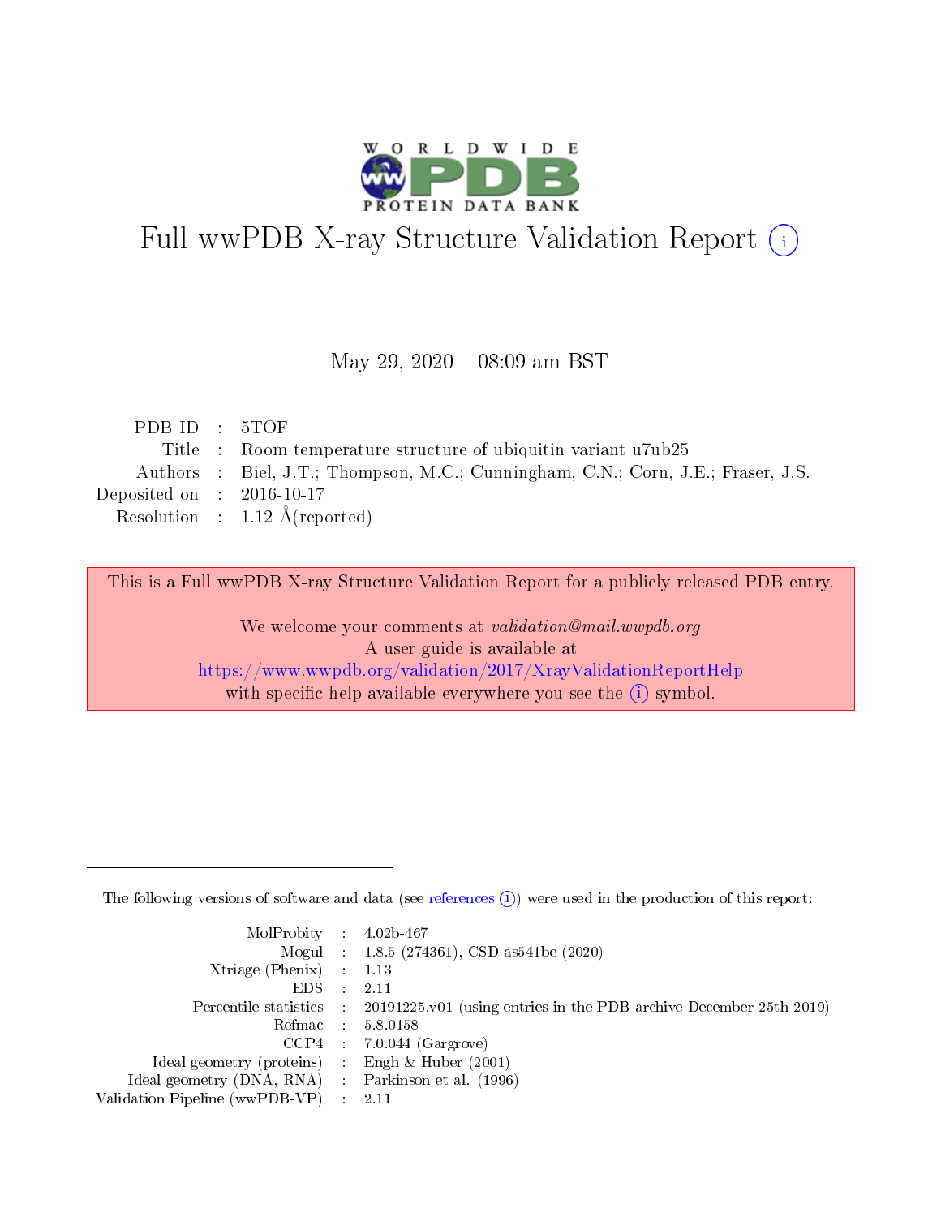# Full wwPDB X-ray Structure Validation Report (i)

May 29, 2020 – 08:09 am BST

| | | |
|---|---|---|
| PDB ID | : | 5TOF |
| Title | : | Room temperature structure of ubiquitin variant u7ub25 |
| Authors | : | Biel, J.T.; Thompson, M.C.; Cunningham, C.N.; Corn, J.E.; Fraser, J.S. |
| Deposited on | : | 2016-10-17 |
| Resolution | : | 1.12 Å(reported) |

This is a Full wwPDB X-ray Structure Validation Report for a publicly released PDB entry.

We welcome your comments at *validation@mail.wwpdb.org*
A user guide is available at
https://www.wwpdb.org/validation/2017/XrayValidationReportHelp
with specific help available everywhere you see the (i) symbol.

---

The following versions of software and data (see references (i)) were used in the production of this report:

| | | |
|---|---|---|
| MolProbity | : | 4.02b-467 |
| Mogul | : | 1.8.5 (274361), CSD as541be (2020) |
| Xtriage (Phenix) | : | 1.13 |
| EDS | : | 2.11 |
| Percentile statistics | : | 20191225.v01 (using entries in the PDB archive December 25th 2019) |
| Refmac | : | 5.8.0158 |
| CCP4 | : | 7.0.044 (Gargrove) |
| Ideal geometry (proteins) | : | Engh & Huber (2001) |
| Ideal geometry (DNA, RNA) | : | Parkinson et al. (1996) |
| Validation Pipeline (wwPDB-VP) | : | 2.11 |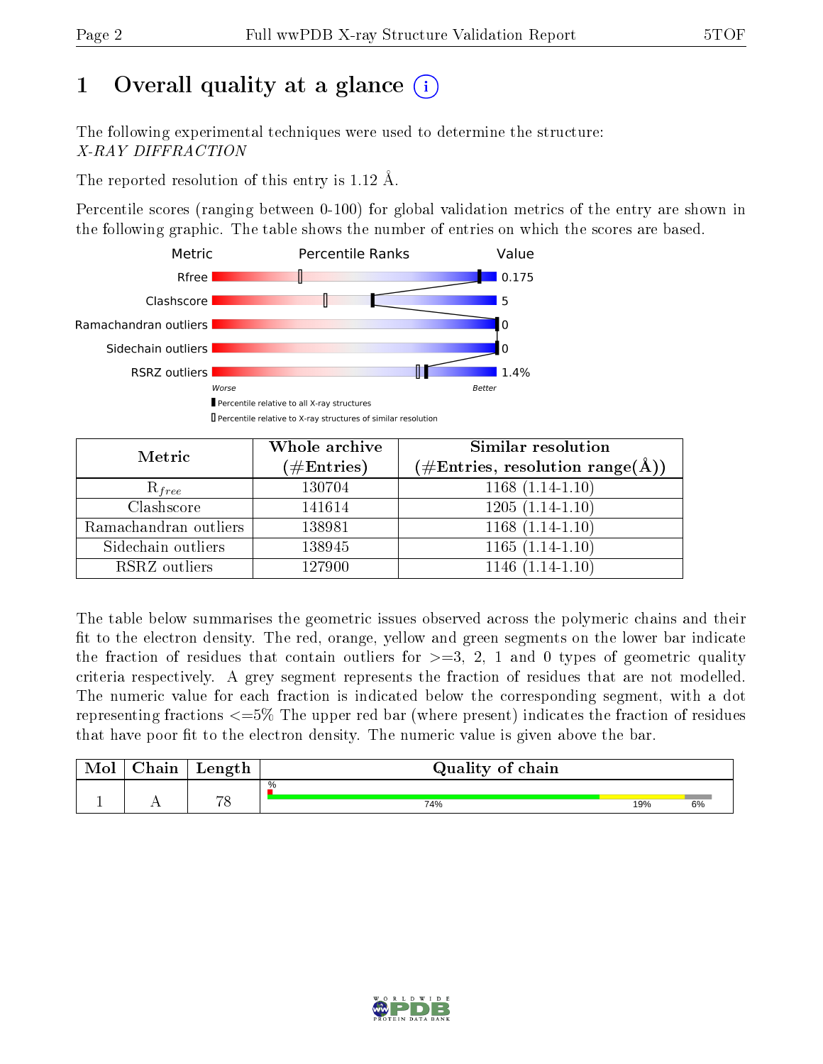# 1 Overall quality at a glance (i)

The following experimental techniques were used to determine the structure:
*X-RAY DIFFRACTION*

The reported resolution of this entry is 1.12 Å.

Percentile scores (ranging between 0-100) for global validation metrics of the entry are shown in the following graphic. The table shows the number of entries on which the scores are based.

| Metric | Value |
|---|---|
| Rfree | 0.175 |
| Clashscore | 5 |
| Ramachandran outliers | 0 |
| Sidechain outliers | 0 |
| RSRZ outliers | 1.4% |

Worse — Better

▮ Percentile relative to all X-ray structures
▯ Percentile relative to X-ray structures of similar resolution

| Metric | Whole archive (#Entries) | Similar resolution (#Entries, resolution range(Å)) |
|---|---|---|
| $R_{free}$ | 130704 | 1168 (1.14-1.10) |
| Clashscore | 141614 | 1205 (1.14-1.10) |
| Ramachandran outliers | 138981 | 1168 (1.14-1.10) |
| Sidechain outliers | 138945 | 1165 (1.14-1.10) |
| RSRZ outliers | 127900 | 1146 (1.14-1.10) |

The table below summarises the geometric issues observed across the polymeric chains and their fit to the electron density. The red, orange, yellow and green segments on the lower bar indicate the fraction of residues that contain outliers for >=3, 2, 1 and 0 types of geometric quality criteria respectively. A grey segment represents the fraction of residues that are not modelled. The numeric value for each fraction is indicated below the corresponding segment, with a dot representing fractions <=5% The upper red bar (where present) indicates the fraction of residues that have poor fit to the electron density. The numeric value is given above the bar.

| Mol | Chain | Length | Quality of chain |
|---|---|---|---|
| 1 | A | 78 | % 74% 19% 6% |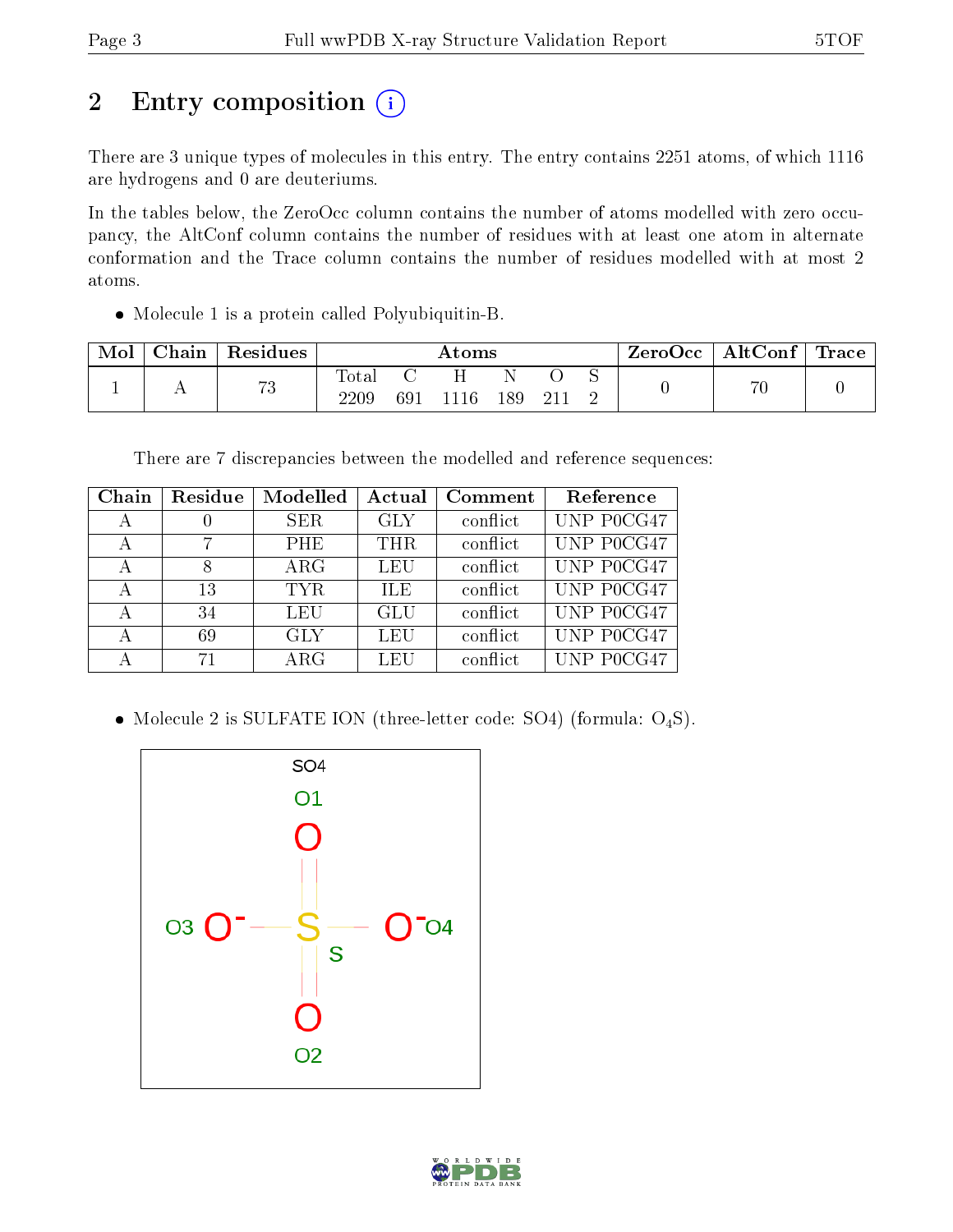# 2 Entry composition

There are 3 unique types of molecules in this entry. The entry contains 2251 atoms, of which 1116 are hydrogens and 0 are deuteriums.

In the tables below, the ZeroOcc column contains the number of atoms modelled with zero occupancy, the AltConf column contains the number of residues with at least one atom in alternate conformation and the Trace column contains the number of residues modelled with at most 2 atoms.

- Molecule 1 is a protein called Polyubiquitin-B.

| Mol | Chain | Residues | Atoms | | | | | | ZeroOcc | AltConf | Trace |
|---|---|---|---|---|---|---|---|---|---|---|---|
| | | | Total | C | H | N | O | S | | | |
| 1 | A | 73 | 2209 | 691 | 1116 | 189 | 211 | 2 | 0 | 70 | 0 |

There are 7 discrepancies between the modelled and reference sequences:

| Chain | Residue | Modelled | Actual | Comment | Reference |
|---|---|---|---|---|---|
| A | 0 | SER | GLY | conflict | UNP P0CG47 |
| A | 7 | PHE | THR | conflict | UNP P0CG47 |
| A | 8 | ARG | LEU | conflict | UNP P0CG47 |
| A | 13 | TYR | ILE | conflict | UNP P0CG47 |
| A | 34 | LEU | GLU | conflict | UNP P0CG47 |
| A | 69 | GLY | LEU | conflict | UNP P0CG47 |
| A | 71 | ARG | LEU | conflict | UNP P0CG47 |

- Molecule 2 is SULFATE ION (three-letter code: SO4) (formula: $O_4S$).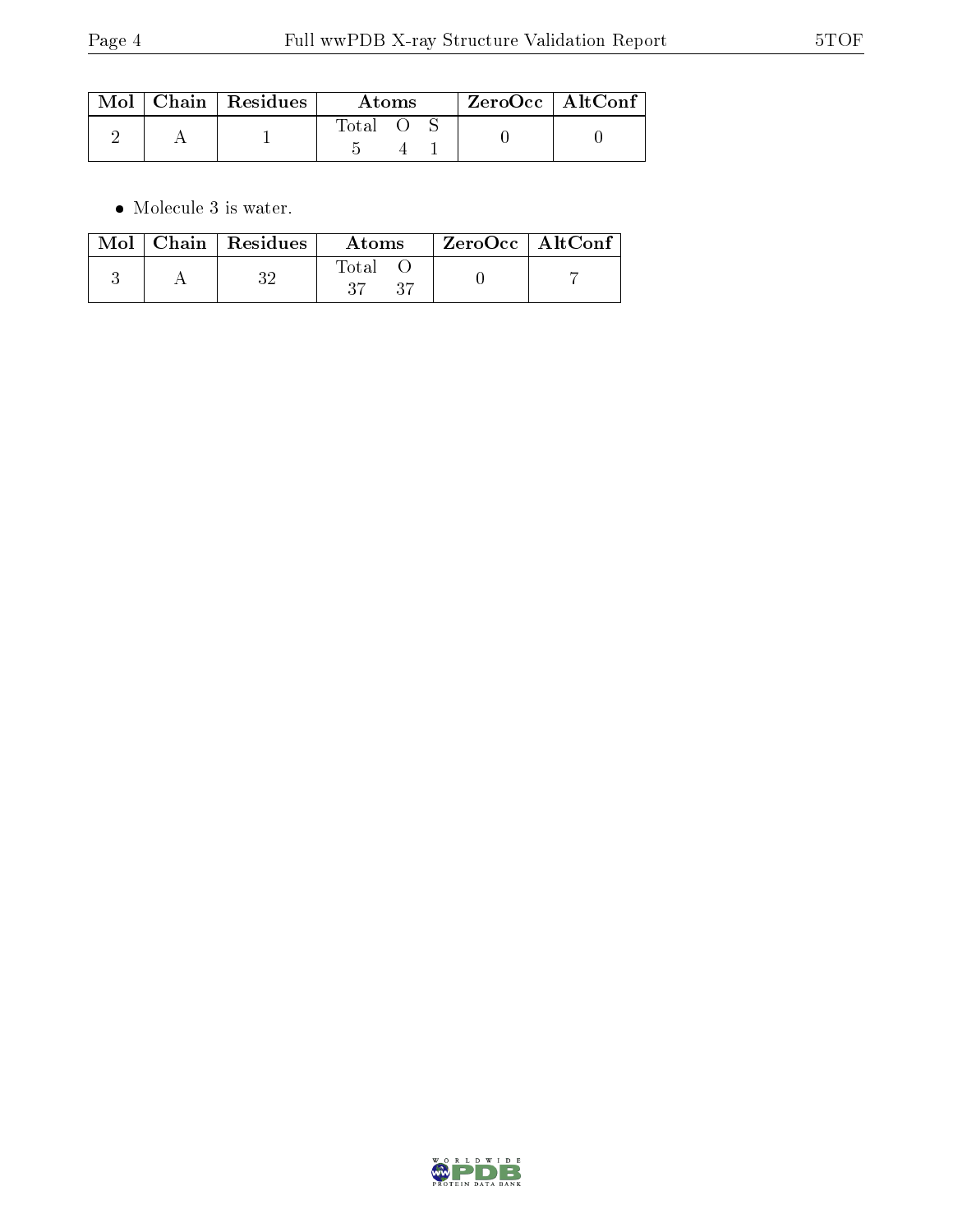| Mol | Chain | Residues | Atoms | | | ZeroOcc | AltConf |
|---|---|---|---|---|---|---|---|
| | | | Total | O | S | | |
| 2 | A | 1 | 5 | 4 | 1 | 0 | 0 |

- Molecule 3 is water.

| Mol | Chain | Residues | Atoms | | ZeroOcc | AltConf |
|---|---|---|---|---|---|---|
| | | | Total | O | | |
| 3 | A | 32 | 37 | 37 | 0 | 7 |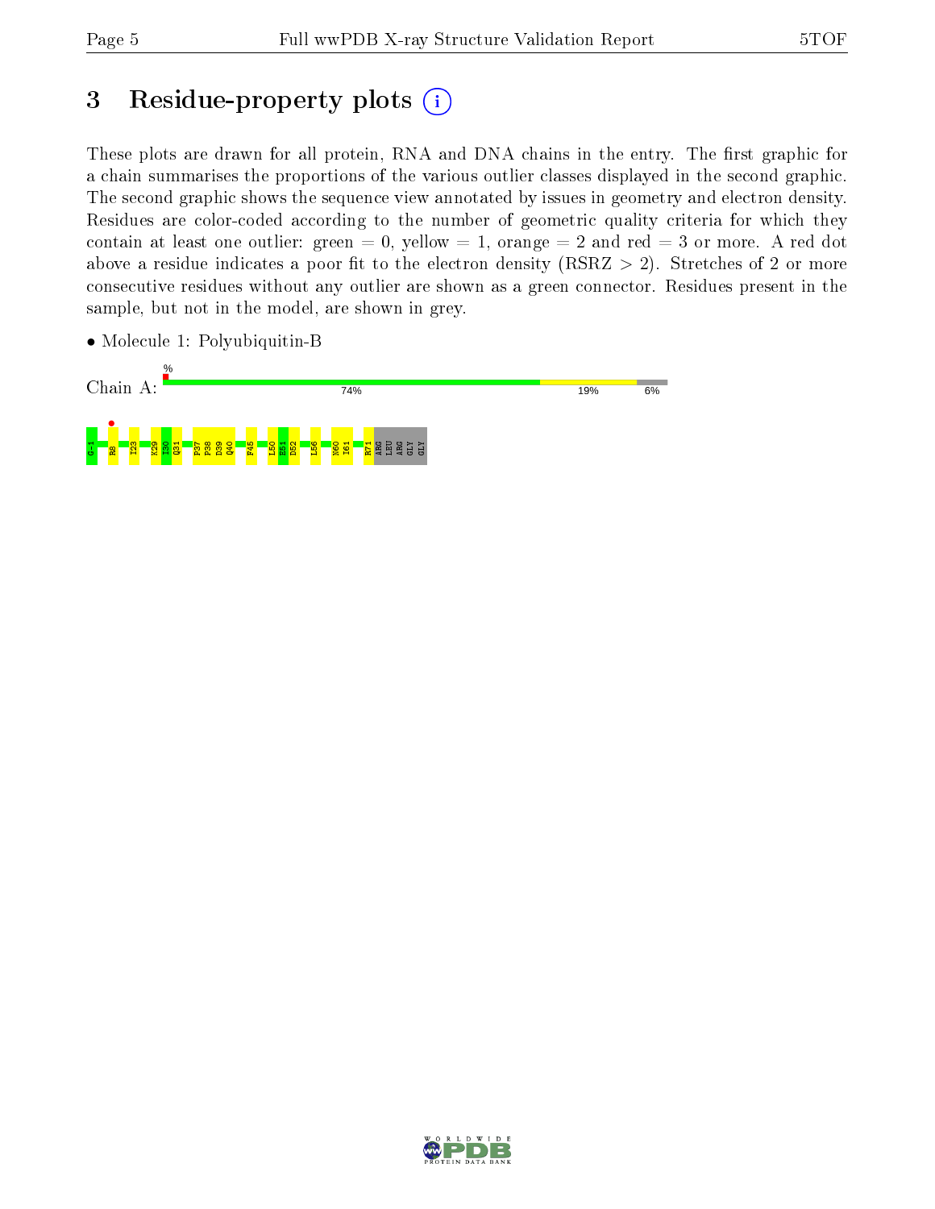# 3 Residue-property plots

These plots are drawn for all protein, RNA and DNA chains in the entry. The first graphic for a chain summarises the proportions of the various outlier classes displayed in the second graphic. The second graphic shows the sequence view annotated by issues in geometry and electron density. Residues are color-coded according to the number of geometric quality criteria for which they contain at least one outlier: green = 0, yellow = 1, orange = 2 and red = 3 or more. A red dot above a residue indicates a poor fit to the electron density (RSRZ > 2). Stretches of 2 or more consecutive residues without any outlier are shown as a green connector. Residues present in the sample, but not in the model, are shown in grey.

- Molecule 1: Polyubiquitin-B

Chain A: % 74% 19% 6%

G-1 R8 I23 K29 I30 Q31 P37 P38 D39 Q40 F45 L50 E51 D52 L56 N60 I61 R71 ARG LEU ARG GLY GLY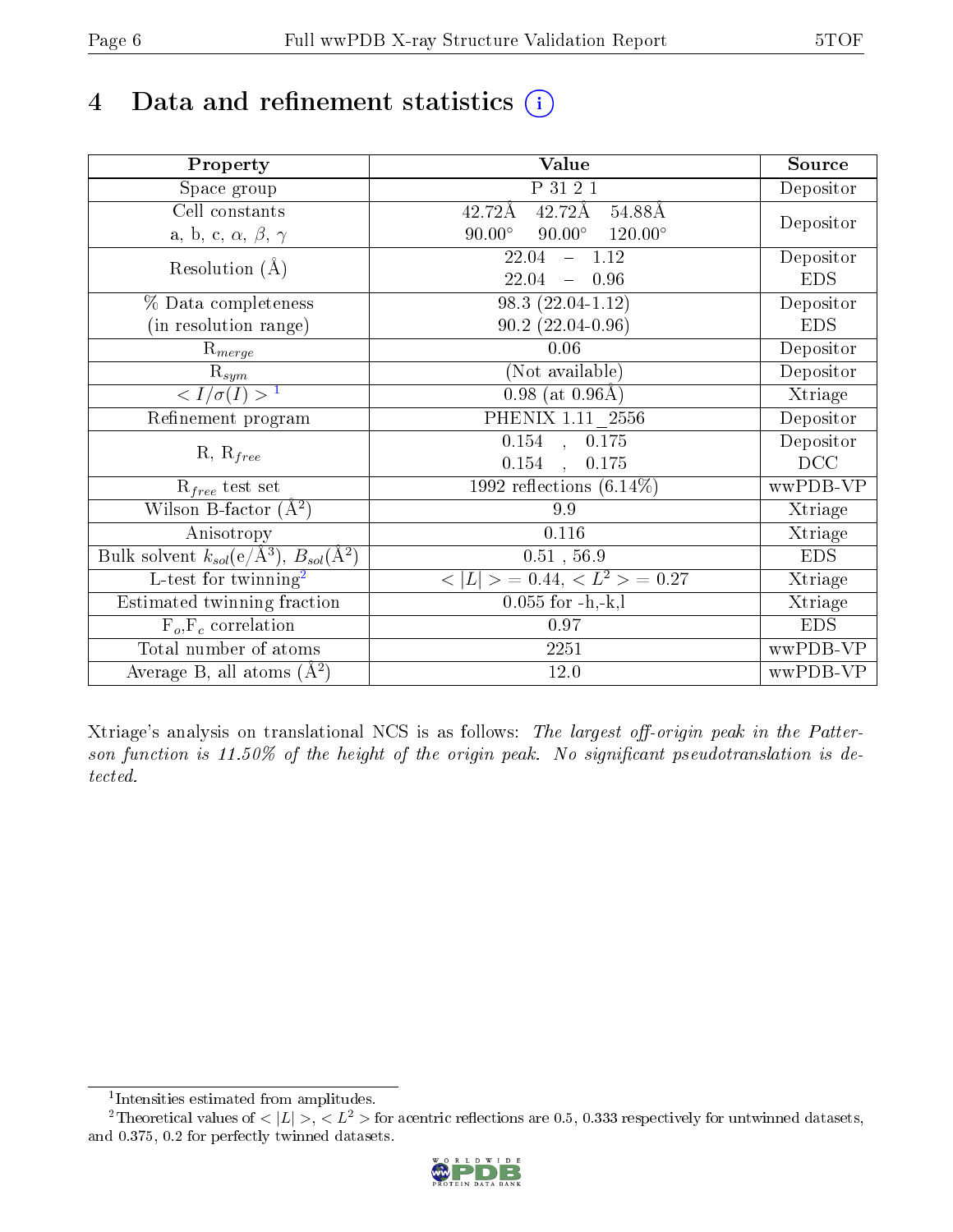# 4 Data and refinement statistics (i)

| Property | Value | Source |
|---|---|---|
| Space group | P 31 2 1 | Depositor |
| Cell constants<br>a, b, c, $\alpha$, $\beta$, $\gamma$ | 42.72Å 42.72Å 54.88Å<br>90.00° 90.00° 120.00° | Depositor |
| Resolution (Å) | 22.04 – 1.12<br>22.04 – 0.96 | Depositor<br>EDS |
| % Data completeness<br>(in resolution range) | 98.3 (22.04-1.12)<br>90.2 (22.04-0.96) | Depositor<br>EDS |
| $R_{merge}$ | 0.06 | Depositor |
| $R_{sym}$ | (Not available) | Depositor |
| $< I/\sigma(I) >$ [1] | 0.98 (at 0.96Å) | Xtriage |
| Refinement program | PHENIX 1.11_2556 | Depositor |
| R, $R_{free}$ | 0.154 , 0.175<br>0.154 , 0.175 | Depositor<br>DCC |
| $R_{free}$ test set | 1992 reflections (6.14%) | wwPDB-VP |
| Wilson B-factor (Å$^2$) | 9.9 | Xtriage |
| Anisotropy | 0.116 | Xtriage |
| Bulk solvent $k_{sol}$(e/Å$^3$), $B_{sol}$(Å$^2$) | 0.51 , 56.9 | EDS |
| L-test for twinning[2] | $< \|L\| >$ = 0.44, $< L^2 >$ = 0.27 | Xtriage |
| Estimated twinning fraction | 0.055 for -h,-k,l | Xtriage |
| $F_o$,$F_c$ correlation | 0.97 | EDS |
| Total number of atoms | 2251 | wwPDB-VP |
| Average B, all atoms (Å$^2$) | 12.0 | wwPDB-VP |

Xtriage's analysis on translational NCS is as follows: *The largest off-origin peak in the Patterson function is 11.50% of the height of the origin peak. No significant pseudotranslation is detected.*

[1] Intensities estimated from amplitudes.

[2] Theoretical values of $< |L| >$, $< L^2 >$ for acentric reflections are 0.5, 0.333 respectively for untwinned datasets, and 0.375, 0.2 for perfectly twinned datasets.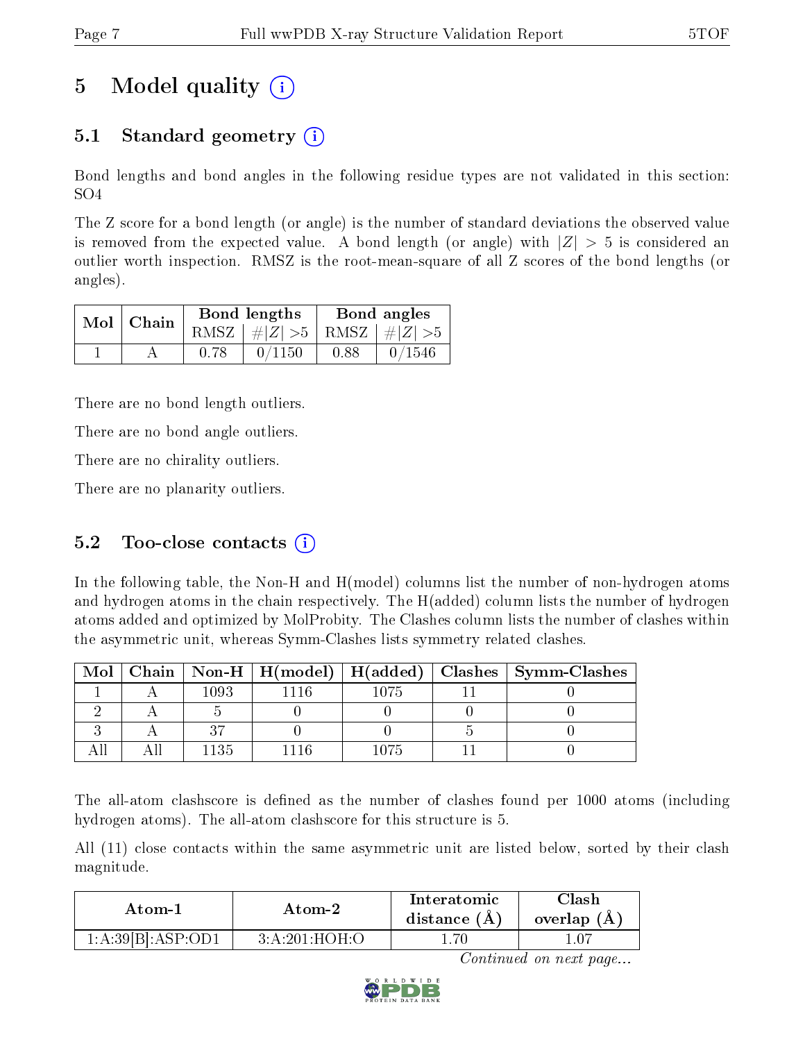# 5 Model quality (i)

## 5.1 Standard geometry (i)

Bond lengths and bond angles in the following residue types are not validated in this section: SO4

The Z score for a bond length (or angle) is the number of standard deviations the observed value is removed from the expected value. A bond length (or angle) with $|Z| > 5$ is considered an outlier worth inspection. RMSZ is the root-mean-square of all Z scores of the bond lengths (or angles).

| Mol | Chain | Bond lengths | | Bond angles | |
|---|---|---|---|---|---|
| | | RMSZ | $\#|Z| > 5$ | RMSZ | $\#|Z| > 5$ |
| 1 | A | 0.78 | 0/1150 | 0.88 | 0/1546 |

There are no bond length outliers.

There are no bond angle outliers.

There are no chirality outliers.

There are no planarity outliers.

## 5.2 Too-close contacts (i)

In the following table, the Non-H and H(model) columns list the number of non-hydrogen atoms and hydrogen atoms in the chain respectively. The H(added) column lists the number of hydrogen atoms added and optimized by MolProbity. The Clashes column lists the number of clashes within the asymmetric unit, whereas Symm-Clashes lists symmetry related clashes.

| Mol | Chain | Non-H | H(model) | H(added) | Clashes | Symm-Clashes |
|---|---|---|---|---|---|---|
| 1 | A | 1093 | 1116 | 1075 | 11 | 0 |
| 2 | A | 5 | 0 | 0 | 0 | 0 |
| 3 | A | 37 | 0 | 0 | 5 | 0 |
| All | All | 1135 | 1116 | 1075 | 11 | 0 |

The all-atom clashscore is defined as the number of clashes found per 1000 atoms (including hydrogen atoms). The all-atom clashscore for this structure is 5.

All (11) close contacts within the same asymmetric unit are listed below, sorted by their clash magnitude.

| Atom-1 | Atom-2 | Interatomic distance (Å) | Clash overlap (Å) |
|---|---|---|---|
| 1:A:39[B]:ASP:OD1 | 3:A:201:HOH:O | 1.70 | 1.07 |

*Continued on next page...*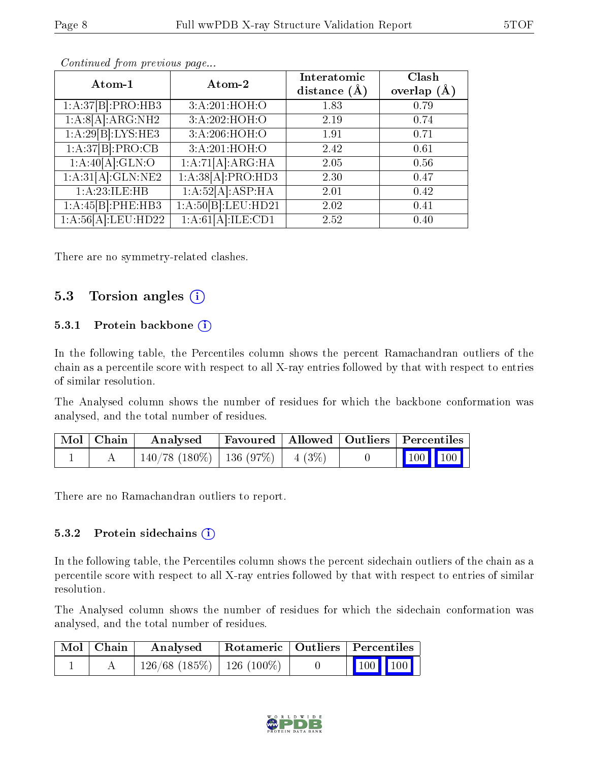*Continued from previous page...*

| Atom-1 | Atom-2 | Interatomic distance (Å) | Clash overlap (Å) |
|---|---|---|---|
| 1:A:37[B]:PRO:HB3 | 3:A:201:HOH:O | 1.83 | 0.79 |
| 1:A:8[A]:ARG:NH2 | 3:A:202:HOH:O | 2.19 | 0.74 |
| 1:A:29[B]:LYS:HE3 | 3:A:206:HOH:O | 1.91 | 0.71 |
| 1:A:37[B]:PRO:CB | 3:A:201:HOH:O | 2.42 | 0.61 |
| 1:A:40[A]:GLN:O | 1:A:71[A]:ARG:HA | 2.05 | 0.56 |
| 1:A:31[A]:GLN:NE2 | 1:A:38[A]:PRO:HD3 | 2.30 | 0.47 |
| 1:A:23:ILE:HB | 1:A:52[A]:ASP:HA | 2.01 | 0.42 |
| 1:A:45[B]:PHE:HB3 | 1:A:50[B]:LEU:HD21 | 2.02 | 0.41 |
| 1:A:56[A]:LEU:HD22 | 1:A:61[A]:ILE:CD1 | 2.52 | 0.40 |

There are no symmetry-related clashes.

## 5.3 Torsion angles

### 5.3.1 Protein backbone

In the following table, the Percentiles column shows the percent Ramachandran outliers of the chain as a percentile score with respect to all X-ray entries followed by that with respect to entries of similar resolution.

The Analysed column shows the number of residues for which the backbone conformation was analysed, and the total number of residues.

| Mol | Chain | Analysed | Favoured | Allowed | Outliers | Percentiles | |
|---|---|---|---|---|---|---|---|
| 1 | A | 140/78 (180%) | 136 (97%) | 4 (3%) | 0 | 100 | 100 |

There are no Ramachandran outliers to report.

### 5.3.2 Protein sidechains

In the following table, the Percentiles column shows the percent sidechain outliers of the chain as a percentile score with respect to all X-ray entries followed by that with respect to entries of similar resolution.

The Analysed column shows the number of residues for which the sidechain conformation was analysed, and the total number of residues.

| Mol | Chain | Analysed | Rotameric | Outliers | Percentiles | |
|---|---|---|---|---|---|---|
| 1 | A | 126/68 (185%) | 126 (100%) | 0 | 100 | 100 |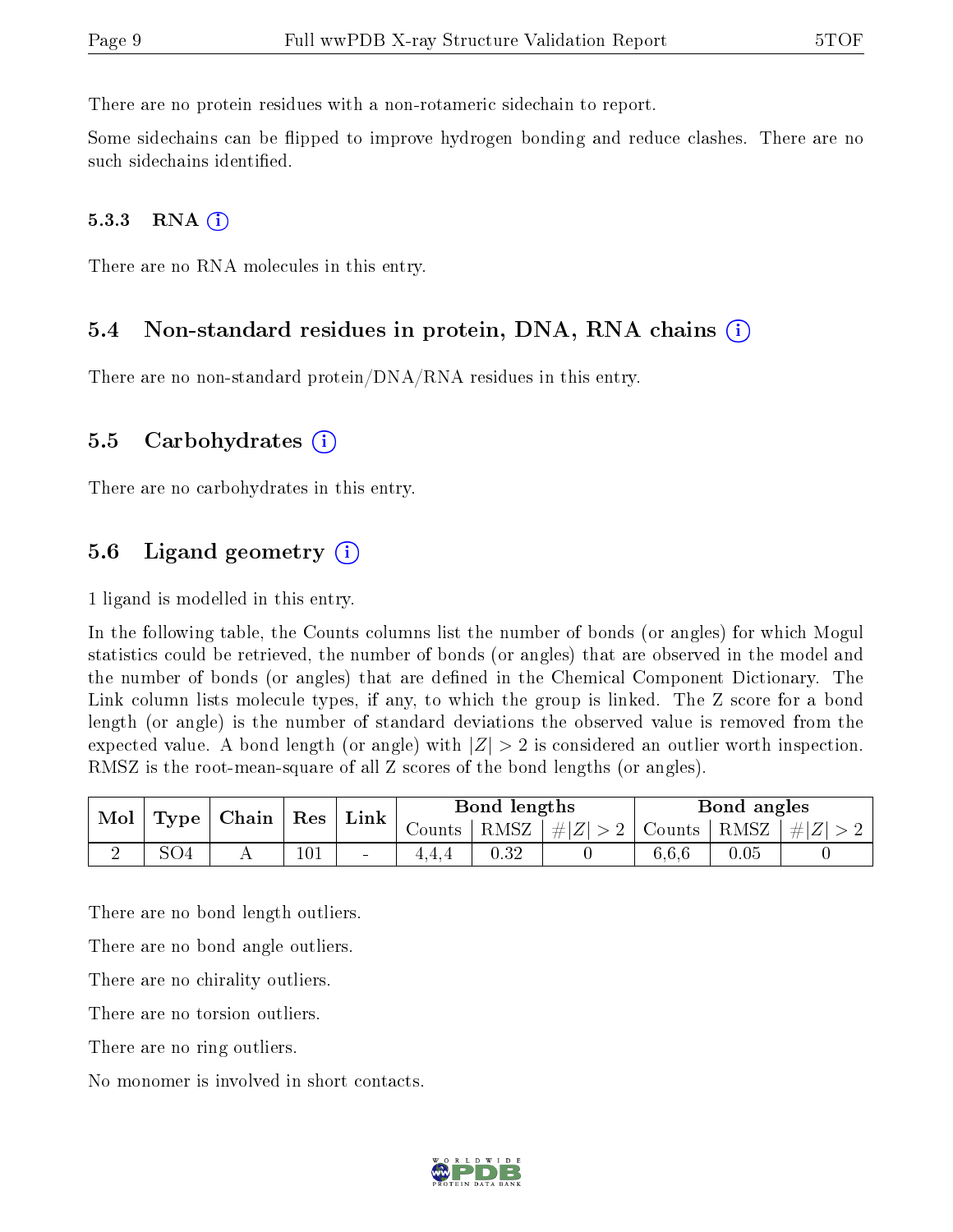There are no protein residues with a non-rotameric sidechain to report.

Some sidechains can be flipped to improve hydrogen bonding and reduce clashes. There are no such sidechains identified.

#### 5.3.3 RNA (i)

There are no RNA molecules in this entry.

### 5.4 Non-standard residues in protein, DNA, RNA chains (i)

There are no non-standard protein/DNA/RNA residues in this entry.

### 5.5 Carbohydrates (i)

There are no carbohydrates in this entry.

### 5.6 Ligand geometry (i)

1 ligand is modelled in this entry.

In the following table, the Counts columns list the number of bonds (or angles) for which Mogul statistics could be retrieved, the number of bonds (or angles) that are observed in the model and the number of bonds (or angles) that are defined in the Chemical Component Dictionary. The Link column lists molecule types, if any, to which the group is linked. The Z score for a bond length (or angle) is the number of standard deviations the observed value is removed from the expected value. A bond length (or angle) with $|Z| > 2$ is considered an outlier worth inspection. RMSZ is the root-mean-square of all Z scores of the bond lengths (or angles).

| Mol | Type | Chain | Res | Link | Bond lengths | | | Bond angles | | |
|---|---|---|---|---|---|---|---|---|---|---|
| | | | | | Counts | RMSZ | $\#\|Z\| > 2$ | Counts | RMSZ | $\#\|Z\| > 2$ |
| 2 | SO4 | A | 101 | - | 4,4,4 | 0.32 | 0 | 6,6,6 | 0.05 | 0 |

There are no bond length outliers.

There are no bond angle outliers.

There are no chirality outliers.

There are no torsion outliers.

There are no ring outliers.

No monomer is involved in short contacts.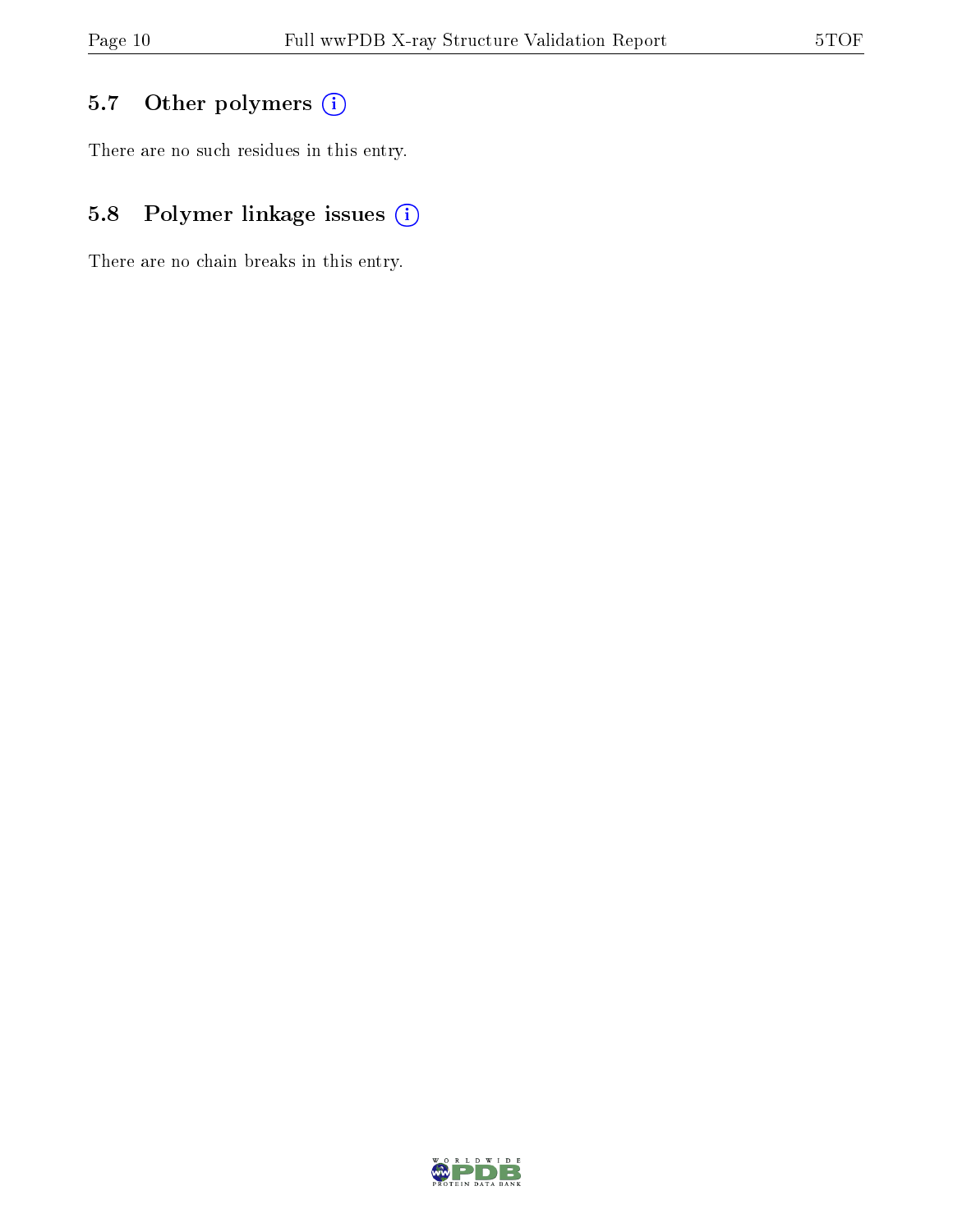### 5.7 Other polymers

There are no such residues in this entry.

### 5.8 Polymer linkage issues

There are no chain breaks in this entry.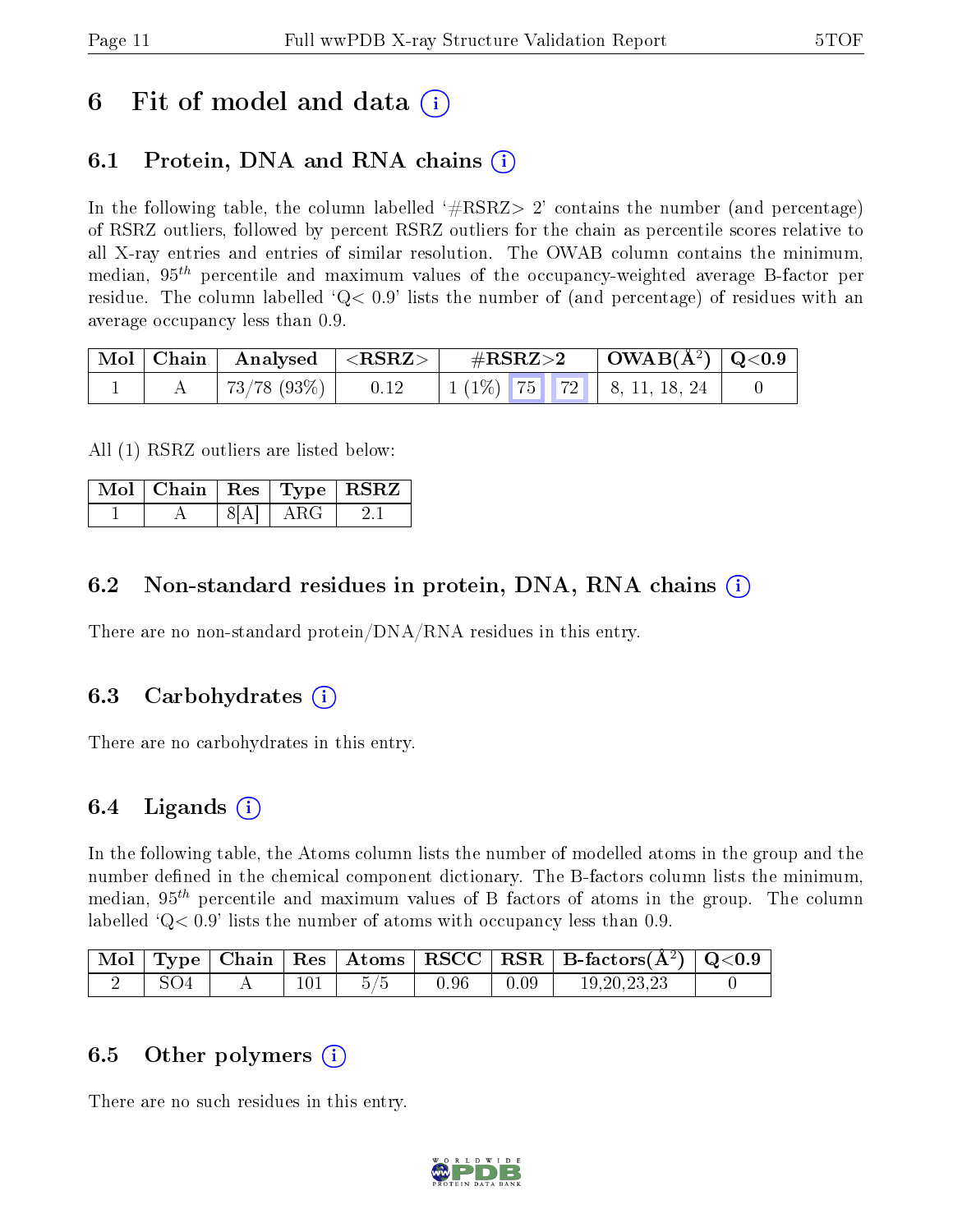# 6 Fit of model and data (i)

## 6.1 Protein, DNA and RNA chains (i)

In the following table, the column labelled '#RSRZ> 2' contains the number (and percentage) of RSRZ outliers, followed by percent RSRZ outliers for the chain as percentile scores relative to all X-ray entries and entries of similar resolution. The OWAB column contains the minimum, median, $95^{th}$ percentile and maximum values of the occupancy-weighted average B-factor per residue. The column labelled 'Q< 0.9' lists the number of (and percentage) of residues with an average occupancy less than 0.9.

| Mol | Chain | Analysed | <RSRZ> | #RSRZ>2 | | | OWAB(Å$^2$) | Q<0.9 |
|---|---|---|---|---|---|---|---|---|
| 1 | A | 73/78 (93%) | 0.12 | 1 (1%) | 75 | 72 | 8, 11, 18, 24 | 0 |

All (1) RSRZ outliers are listed below:

| Mol | Chain | Res | Type | RSRZ |
|---|---|---|---|---|
| 1 | A | 8[A] | ARG | 2.1 |

## 6.2 Non-standard residues in protein, DNA, RNA chains (i)

There are no non-standard protein/DNA/RNA residues in this entry.

## 6.3 Carbohydrates (i)

There are no carbohydrates in this entry.

## 6.4 Ligands (i)

In the following table, the Atoms column lists the number of modelled atoms in the group and the number defined in the chemical component dictionary. The B-factors column lists the minimum, median, $95^{th}$ percentile and maximum values of B factors of atoms in the group. The column labelled 'Q< 0.9' lists the number of atoms with occupancy less than 0.9.

| Mol | Type | Chain | Res | Atoms | RSCC | RSR | B-factors(Å$^2$) | Q<0.9 |
|---|---|---|---|---|---|---|---|---|
| 2 | SO4 | A | 101 | 5/5 | 0.96 | 0.09 | 19,20,23,23 | 0 |

## 6.5 Other polymers (i)

There are no such residues in this entry.